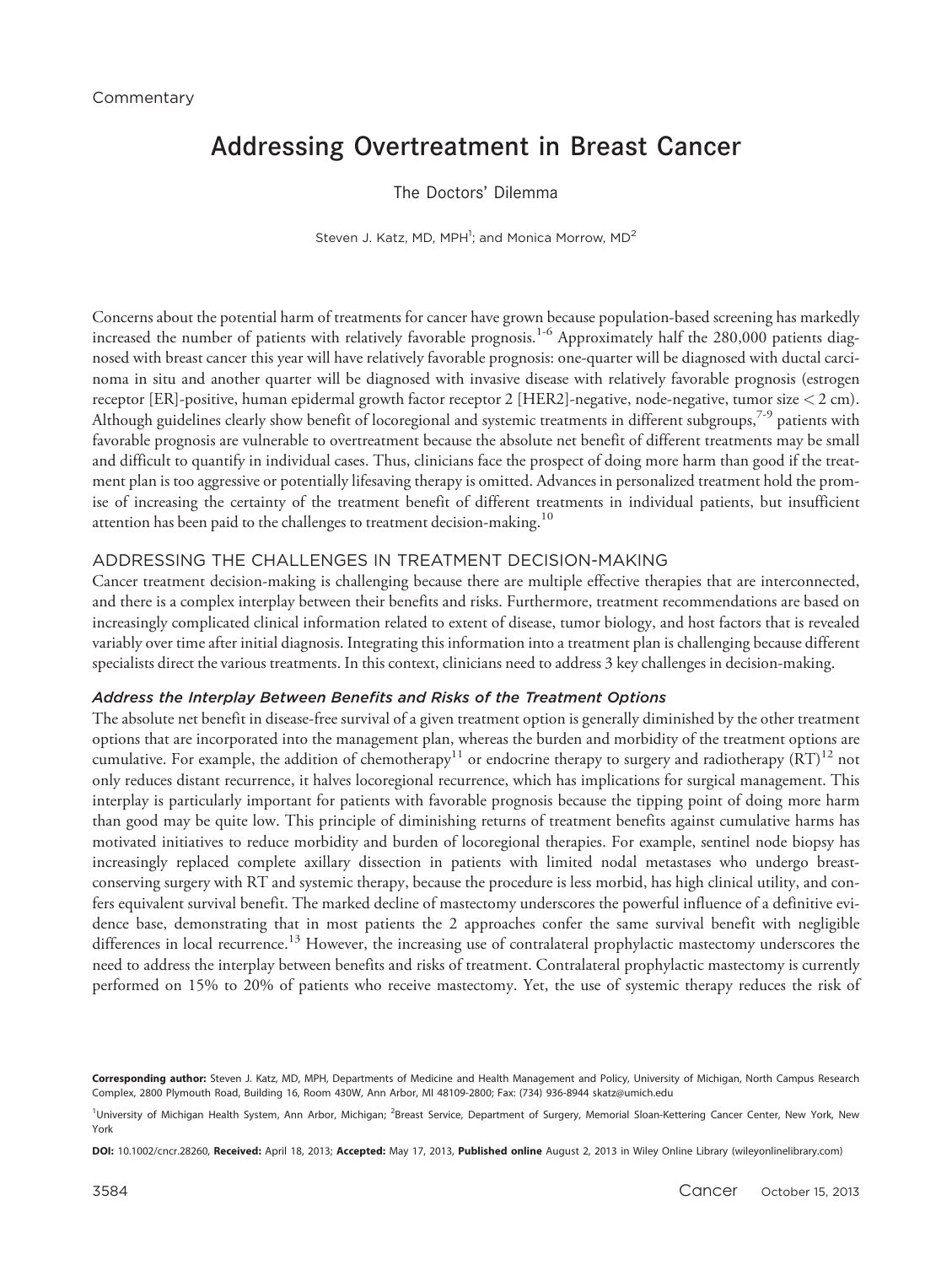Commentary

# Addressing Overtreatment in Breast Cancer

## The Doctors' Dilemma

Steven J. Katz, MD, MPH[1]; and Monica Morrow, MD[2]

Concerns about the potential harm of treatments for cancer have grown because population-based screening has markedly increased the number of patients with relatively favorable prognosis.[1-6] Approximately half the 280,000 patients diagnosed with breast cancer this year will have relatively favorable prognosis: one-quarter will be diagnosed with ductal carcinoma in situ and another quarter will be diagnosed with invasive disease with relatively favorable prognosis (estrogen receptor [ER]-positive, human epidermal growth factor receptor 2 [HER2]-negative, node-negative, tumor size < 2 cm). Although guidelines clearly show benefit of locoregional and systemic treatments in different subgroups,[7-9] patients with favorable prognosis are vulnerable to overtreatment because the absolute net benefit of different treatments may be small and difficult to quantify in individual cases. Thus, clinicians face the prospect of doing more harm than good if the treatment plan is too aggressive or potentially lifesaving therapy is omitted. Advances in personalized treatment hold the promise of increasing the certainty of the treatment benefit of different treatments in individual patients, but insufficient attention has been paid to the challenges to treatment decision-making.[10]

## ADDRESSING THE CHALLENGES IN TREATMENT DECISION-MAKING

Cancer treatment decision-making is challenging because there are multiple effective therapies that are interconnected, and there is a complex interplay between their benefits and risks. Furthermore, treatment recommendations are based on increasingly complicated clinical information related to extent of disease, tumor biology, and host factors that is revealed variably over time after initial diagnosis. Integrating this information into a treatment plan is challenging because different specialists direct the various treatments. In this context, clinicians need to address 3 key challenges in decision-making.

### *Address the Interplay Between Benefits and Risks of the Treatment Options*

The absolute net benefit in disease-free survival of a given treatment option is generally diminished by the other treatment options that are incorporated into the management plan, whereas the burden and morbidity of the treatment options are cumulative. For example, the addition of chemotherapy[11] or endocrine therapy to surgery and radiotherapy (RT)[12] not only reduces distant recurrence, it halves locoregional recurrence, which has implications for surgical management. This interplay is particularly important for patients with favorable prognosis because the tipping point of doing more harm than good may be quite low. This principle of diminishing returns of treatment benefits against cumulative harms has motivated initiatives to reduce morbidity and burden of locoregional therapies. For example, sentinel node biopsy has increasingly replaced complete axillary dissection in patients with limited nodal metastases who undergo breast-conserving surgery with RT and systemic therapy, because the procedure is less morbid, has high clinical utility, and confers equivalent survival benefit. The marked decline of mastectomy underscores the powerful influence of a definitive evidence base, demonstrating that in most patients the 2 approaches confer the same survival benefit with negligible differences in local recurrence.[13] However, the increasing use of contralateral prophylactic mastectomy underscores the need to address the interplay between benefits and risks of treatment. Contralateral prophylactic mastectomy is currently performed on 15% to 20% of patients who receive mastectomy. Yet, the use of systemic therapy reduces the risk of

**Corresponding author:** Steven J. Katz, MD, MPH, Departments of Medicine and Health Management and Policy, University of Michigan, North Campus Research Complex, 2800 Plymouth Road, Building 16, Room 430W, Ann Arbor, MI 48109-2800; Fax: (734) 936-8944 skatz@umich.edu

[1]University of Michigan Health System, Ann Arbor, Michigan; [2]Breast Service, Department of Surgery, Memorial Sloan-Kettering Cancer Center, New York, New York

**DOI:** 10.1002/cncr.28260, **Received:** April 18, 2013; **Accepted:** May 17, 2013, **Published online** August 2, 2013 in Wiley Online Library (wileyonlinelibrary.com)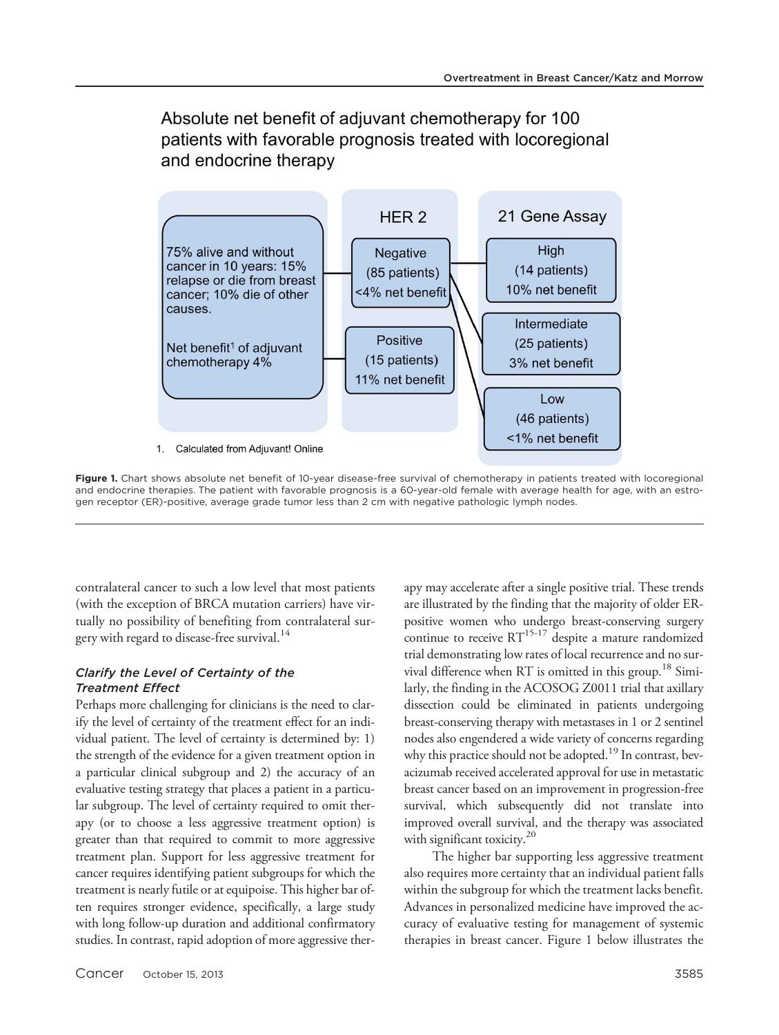Absolute net benefit of adjuvant chemotherapy for 100 patients with favorable prognosis treated with locoregional and endocrine therapy

75% alive and without cancer in 10 years: 15% relapse or die from breast cancer; 10% die of other causes.

Net benefit[1] of adjuvant chemotherapy 4%

HER 2

Negative (85 patients) <4% net benefit

Positive (15 patients) 11% net benefit

21 Gene Assay

High (14 patients) 10% net benefit

Intermediate (25 patients) 3% net benefit

Low (46 patients) <1% net benefit

1. Calculated from Adjuvant! Online

**Figure 1.** Chart shows absolute net benefit of 10-year disease-free survival of chemotherapy in patients treated with locoregional and endocrine therapies. The patient with favorable prognosis is a 60-year-old female with average health for age, with an estrogen receptor (ER)-positive, average grade tumor less than 2 cm with negative pathologic lymph nodes.

contralateral cancer to such a low level that most patients (with the exception of BRCA mutation carriers) have virtually no possibility of benefiting from contralateral surgery with regard to disease-free survival.[14]

### *Clarify the Level of Certainty of the Treatment Effect*

Perhaps more challenging for clinicians is the need to clarify the level of certainty of the treatment effect for an individual patient. The level of certainty is determined by: 1) the strength of the evidence for a given treatment option in a particular clinical subgroup and 2) the accuracy of an evaluative testing strategy that places a patient in a particular subgroup. The level of certainty required to omit therapy (or to choose a less aggressive treatment option) is greater than that required to commit to more aggressive treatment plan. Support for less aggressive treatment for cancer requires identifying patient subgroups for which the treatment is nearly futile or at equipoise. This higher bar often requires stronger evidence, specifically, a large study with long follow-up duration and additional confirmatory studies. In contrast, rapid adoption of more aggressive therapy may accelerate after a single positive trial. These trends are illustrated by the finding that the majority of older ER-positive women who undergo breast-conserving surgery continue to receive RT[15-17] despite a mature randomized trial demonstrating low rates of local recurrence and no survival difference when RT is omitted in this group.[18] Similarly, the finding in the ACOSOG Z0011 trial that axillary dissection could be eliminated in patients undergoing breast-conserving therapy with metastases in 1 or 2 sentinel nodes also engendered a wide variety of concerns regarding why this practice should not be adopted.[19] In contrast, bevacizumab received accelerated approval for use in metastatic breast cancer based on an improvement in progression-free survival, which subsequently did not translate into improved overall survival, and the therapy was associated with significant toxicity.[20]

The higher bar supporting less aggressive treatment also requires more certainty that an individual patient falls within the subgroup for which the treatment lacks benefit. Advances in personalized medicine have improved the accuracy of evaluative testing for management of systemic therapies in breast cancer. Figure 1 below illustrates the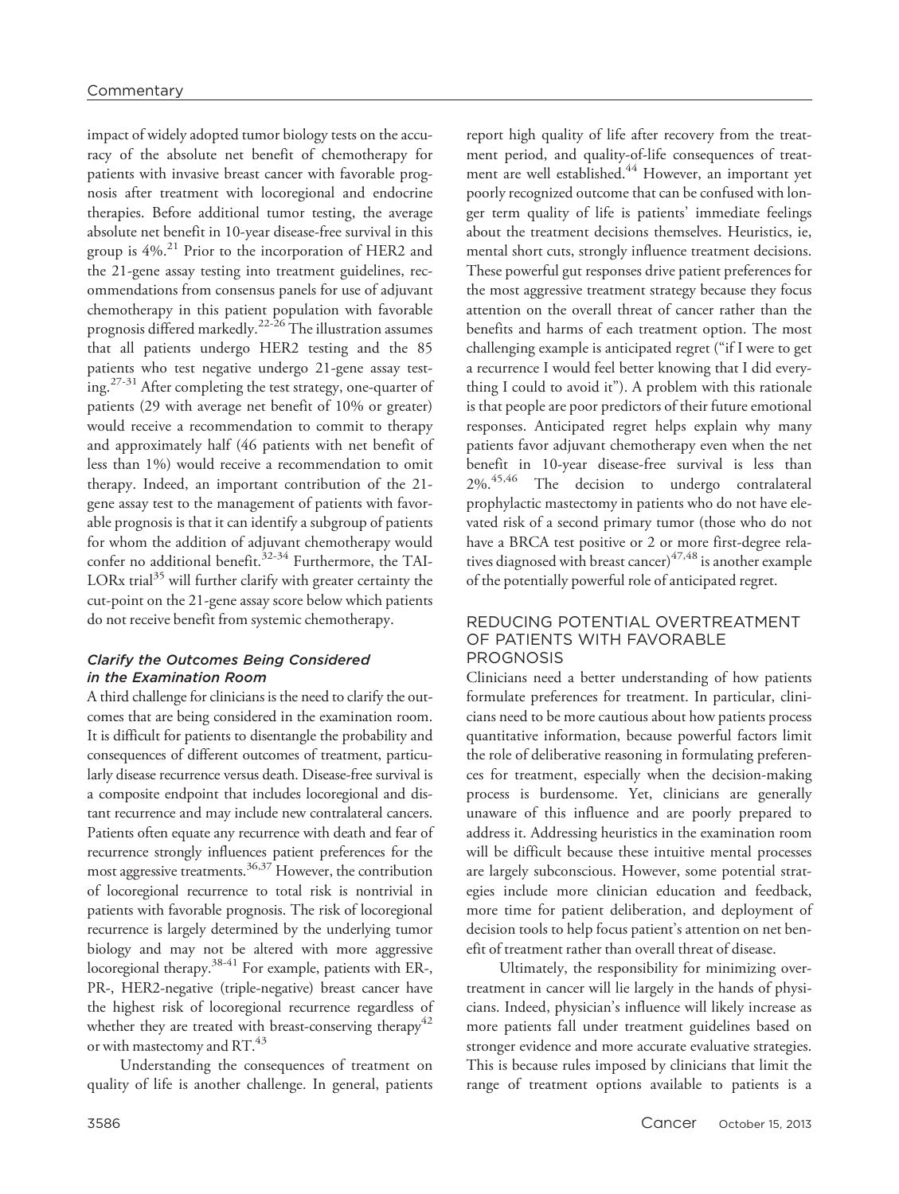impact of widely adopted tumor biology tests on the accuracy of the absolute net benefit of chemotherapy for patients with invasive breast cancer with favorable prognosis after treatment with locoregional and endocrine therapies. Before additional tumor testing, the average absolute net benefit in 10-year disease-free survival in this group is 4%.[21] Prior to the incorporation of HER2 and the 21-gene assay testing into treatment guidelines, recommendations from consensus panels for use of adjuvant chemotherapy in this patient population with favorable prognosis differed markedly.[22-26] The illustration assumes that all patients undergo HER2 testing and the 85 patients who test negative undergo 21-gene assay testing.[27-31] After completing the test strategy, one-quarter of patients (29 with average net benefit of 10% or greater) would receive a recommendation to commit to therapy and approximately half (46 patients with net benefit of less than 1%) would receive a recommendation to omit therapy. Indeed, an important contribution of the 21-gene assay test to the management of patients with favorable prognosis is that it can identify a subgroup of patients for whom the addition of adjuvant chemotherapy would confer no additional benefit.[32-34] Furthermore, the TAILORx trial[35] will further clarify with greater certainty the cut-point on the 21-gene assay score below which patients do not receive benefit from systemic chemotherapy.

### *Clarify the Outcomes Being Considered in the Examination Room*

A third challenge for clinicians is the need to clarify the outcomes that are being considered in the examination room. It is difficult for patients to disentangle the probability and consequences of different outcomes of treatment, particularly disease recurrence versus death. Disease-free survival is a composite endpoint that includes locoregional and distant recurrence and may include new contralateral cancers. Patients often equate any recurrence with death and fear of recurrence strongly influences patient preferences for the most aggressive treatments.[36,37] However, the contribution of locoregional recurrence to total risk is nontrivial in patients with favorable prognosis. The risk of locoregional recurrence is largely determined by the underlying tumor biology and may not be altered with more aggressive locoregional therapy.[38-41] For example, patients with ER-, PR-, HER2-negative (triple-negative) breast cancer have the highest risk of locoregional recurrence regardless of whether they are treated with breast-conserving therapy[42] or with mastectomy and RT.[43]

Understanding the consequences of treatment on quality of life is another challenge. In general, patients report high quality of life after recovery from the treatment period, and quality-of-life consequences of treatment are well established.[44] However, an important yet poorly recognized outcome that can be confused with longer term quality of life is patients' immediate feelings about the treatment decisions themselves. Heuristics, ie, mental short cuts, strongly influence treatment decisions. These powerful gut responses drive patient preferences for the most aggressive treatment strategy because they focus attention on the overall threat of cancer rather than the benefits and harms of each treatment option. The most challenging example is anticipated regret ("if I were to get a recurrence I would feel better knowing that I did everything I could to avoid it"). A problem with this rationale is that people are poor predictors of their future emotional responses. Anticipated regret helps explain why many patients favor adjuvant chemotherapy even when the net benefit in 10-year disease-free survival is less than 2%.[45,46] The decision to undergo contralateral prophylactic mastectomy in patients who do not have elevated risk of a second primary tumor (those who do not have a BRCA test positive or 2 or more first-degree relatives diagnosed with breast cancer)[47,48] is another example of the potentially powerful role of anticipated regret.

## REDUCING POTENTIAL OVERTREATMENT OF PATIENTS WITH FAVORABLE PROGNOSIS

Clinicians need a better understanding of how patients formulate preferences for treatment. In particular, clinicians need to be more cautious about how patients process quantitative information, because powerful factors limit the role of deliberative reasoning in formulating preferences for treatment, especially when the decision-making process is burdensome. Yet, clinicians are generally unaware of this influence and are poorly prepared to address it. Addressing heuristics in the examination room will be difficult because these intuitive mental processes are largely subconscious. However, some potential strategies include more clinician education and feedback, more time for patient deliberation, and deployment of decision tools to help focus patient's attention on net benefit of treatment rather than overall threat of disease.

Ultimately, the responsibility for minimizing overtreatment in cancer will lie largely in the hands of physicians. Indeed, physician's influence will likely increase as more patients fall under treatment guidelines based on stronger evidence and more accurate evaluative strategies. This is because rules imposed by clinicians that limit the range of treatment options available to patients is a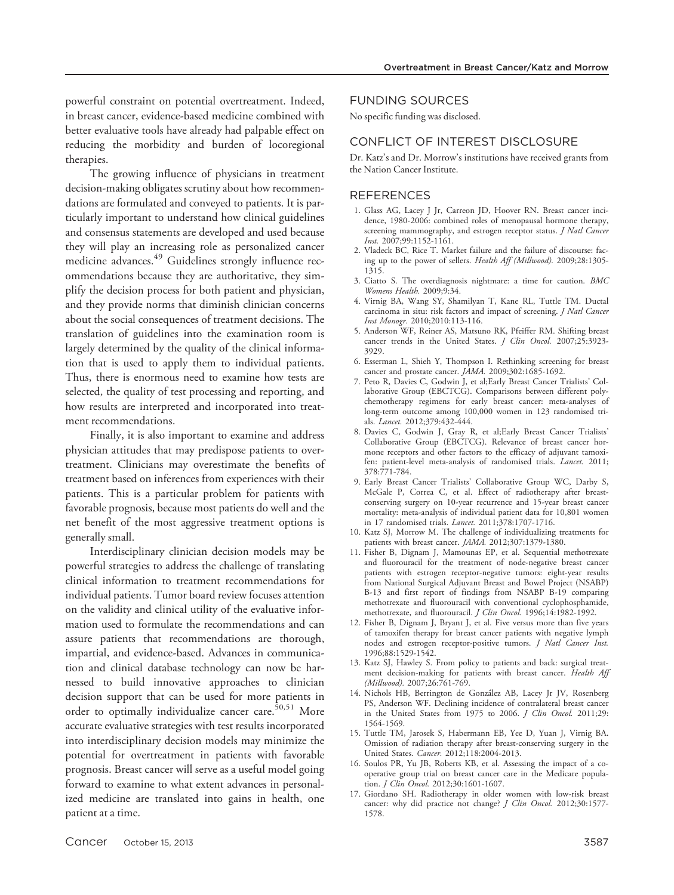powerful constraint on potential overtreatment. Indeed, in breast cancer, evidence-based medicine combined with better evaluative tools have already had palpable effect on reducing the morbidity and burden of locoregional therapies.

The growing influence of physicians in treatment decision-making obligates scrutiny about how recommendations are formulated and conveyed to patients. It is particularly important to understand how clinical guidelines and consensus statements are developed and used because they will play an increasing role as personalized cancer medicine advances.[49] Guidelines strongly influence recommendations because they are authoritative, they simplify the decision process for both patient and physician, and they provide norms that diminish clinician concerns about the social consequences of treatment decisions. The translation of guidelines into the examination room is largely determined by the quality of the clinical information that is used to apply them to individual patients. Thus, there is enormous need to examine how tests are selected, the quality of test processing and reporting, and how results are interpreted and incorporated into treatment recommendations.

Finally, it is also important to examine and address physician attitudes that may predispose patients to overtreatment. Clinicians may overestimate the benefits of treatment based on inferences from experiences with their patients. This is a particular problem for patients with favorable prognosis, because most patients do well and the net benefit of the most aggressive treatment options is generally small.

Interdisciplinary clinician decision models may be powerful strategies to address the challenge of translating clinical information to treatment recommendations for individual patients. Tumor board review focuses attention on the validity and clinical utility of the evaluative information used to formulate the recommendations and can assure patients that recommendations are thorough, impartial, and evidence-based. Advances in communication and clinical database technology can now be harnessed to build innovative approaches to clinician decision support that can be used for more patients in order to optimally individualize cancer care.[50,51] More accurate evaluative strategies with test results incorporated into interdisciplinary decision models may minimize the potential for overtreatment in patients with favorable prognosis. Breast cancer will serve as a useful model going forward to examine to what extent advances in personalized medicine are translated into gains in health, one patient at a time.

## FUNDING SOURCES

No specific funding was disclosed.

## CONFLICT OF INTEREST DISCLOSURE

Dr. Katz's and Dr. Morrow's institutions have received grants from the Nation Cancer Institute.

## REFERENCES

1. Glass AG, Lacey J Jr, Carreon JD, Hoover RN. Breast cancer incidence, 1980-2006: combined roles of menopausal hormone therapy, screening mammography, and estrogen receptor status. *J Natl Cancer Inst.* 2007;99:1152-1161.
2. Vladeck BC, Rice T. Market failure and the failure of discourse: facing up to the power of sellers. *Health Aff (Millwood).* 2009;28:1305-1315.
3. Ciatto S. The overdiagnosis nightmare: a time for caution. *BMC Womens Health.* 2009;9:34.
4. Virnig BA, Wang SY, Shamilyan T, Kane RL, Tuttle TM. Ductal carcinoma in situ: risk factors and impact of screening. *J Natl Cancer Inst Monogr.* 2010;2010:113-116.
5. Anderson WF, Reiner AS, Matsuno RK, Pfeiffer RM. Shifting breast cancer trends in the United States. *J Clin Oncol.* 2007;25:3923-3929.
6. Esserman L, Shieh Y, Thompson I. Rethinking screening for breast cancer and prostate cancer. *JAMA.* 2009;302:1685-1692.
7. Peto R, Davies C, Godwin J, et al;Early Breast Cancer Trialists' Collaborative Group (EBCTCG). Comparisons between different polychemotherapy regimens for early breast cancer: meta-analyses of long-term outcome among 100,000 women in 123 randomised trials. *Lancet.* 2012;379:432-444.
8. Davies C, Godwin J, Gray R, et al;Early Breast Cancer Trialists' Collaborative Group (EBCTCG). Relevance of breast cancer hormone receptors and other factors to the efficacy of adjuvant tamoxifen: patient-level meta-analysis of randomised trials. *Lancet.* 2011; 378:771-784.
9. Early Breast Cancer Trialists' Collaborative Group WC, Darby S, McGale P, Correa C, et al. Effect of radiotherapy after breast-conserving surgery on 10-year recurrence and 15-year breast cancer mortality: meta-analysis of individual patient data for 10,801 women in 17 randomised trials. *Lancet.* 2011;378:1707-1716.
10. Katz SJ, Morrow M. The challenge of individualizing treatments for patients with breast cancer. *JAMA.* 2012;307:1379-1380.
11. Fisher B, Dignam J, Mamounas EP, et al. Sequential methotrexate and fluorouracil for the treatment of node-negative breast cancer patients with estrogen receptor-negative tumors: eight-year results from National Surgical Adjuvant Breast and Bowel Project (NSABP) B-13 and first report of findings from NSABP B-19 comparing methotrexate and fluorouracil with conventional cyclophosphamide, methotrexate, and fluorouracil. *J Clin Oncol.* 1996;14:1982-1992.
12. Fisher B, Dignam J, Bryant J, et al. Five versus more than five years of tamoxifen therapy for breast cancer patients with negative lymph nodes and estrogen receptor-positive tumors. *J Natl Cancer Inst.* 1996;88:1529-1542.
13. Katz SJ, Hawley S. From policy to patients and back: surgical treatment decision-making for patients with breast cancer. *Health Aff (Millwood).* 2007;26:761-769.
14. Nichols HB, Berrington de González AB, Lacey Jr JV, Rosenberg PS, Anderson WF. Declining incidence of contralateral breast cancer in the United States from 1975 to 2006. *J Clin Oncol.* 2011;29: 1564-1569.
15. Tuttle TM, Jarosek S, Habermann EB, Yee D, Yuan J, Virnig BA. Omission of radiation therapy after breast-conserving surgery in the United States. *Cancer.* 2012;118:2004-2013.
16. Soulos PR, Yu JB, Roberts KB, et al. Assessing the impact of a cooperative group trial on breast cancer care in the Medicare population. *J Clin Oncol.* 2012;30:1601-1607.
17. Giordano SH. Radiotherapy in older women with low-risk breast cancer: why did practice not change? *J Clin Oncol.* 2012;30:1577-1578.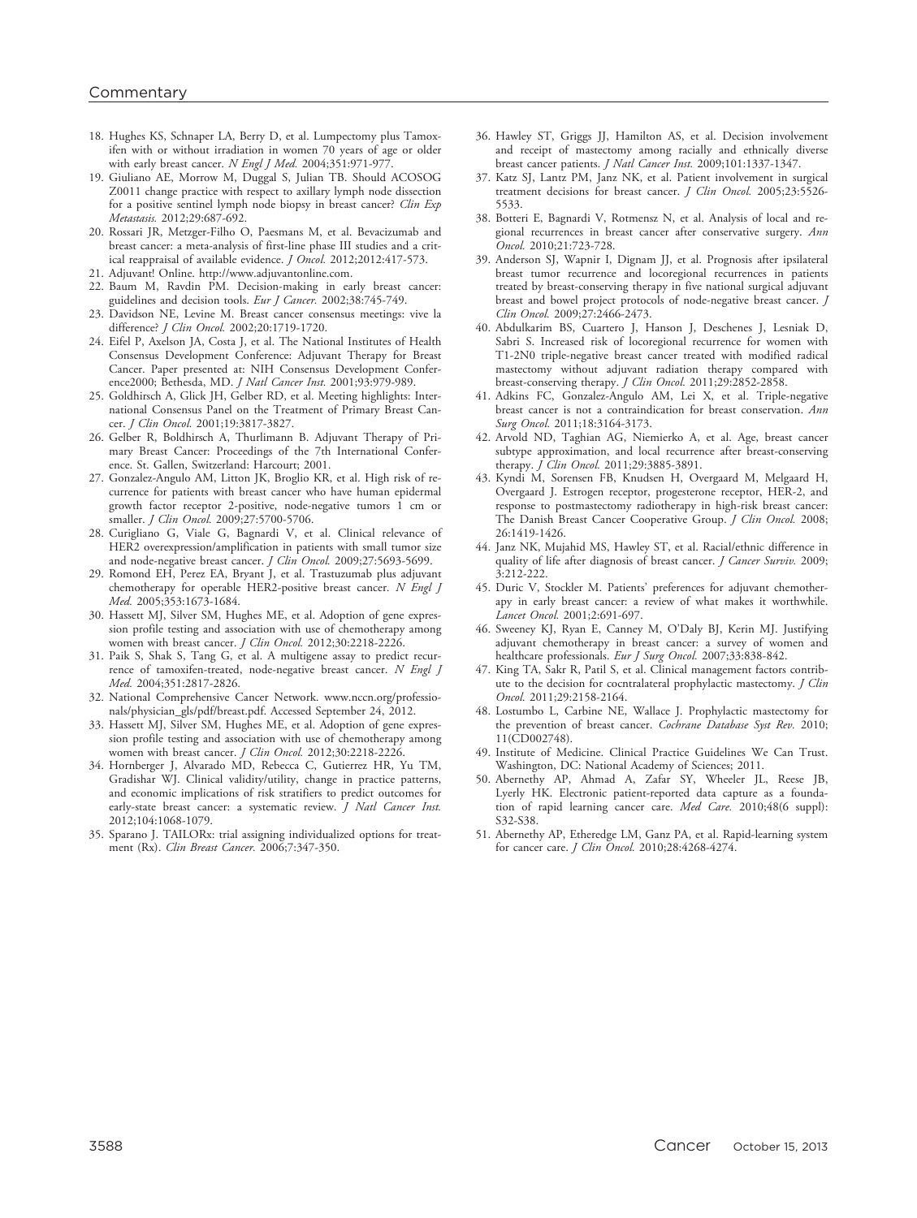18. Hughes KS, Schnaper LA, Berry D, et al. Lumpectomy plus Tamoxifen with or without irradiation in women 70 years of age or older with early breast cancer. *N Engl J Med.* 2004;351:971-977.
19. Giuliano AE, Morrow M, Duggal S, Julian TB. Should ACOSOG Z0011 change practice with respect to axillary lymph node dissection for a positive sentinel lymph node biopsy in breast cancer? *Clin Exp Metastasis.* 2012;29:687-692.
20. Rossari JR, Metzger-Filho O, Paesmans M, et al. Bevacizumab and breast cancer: a meta-analysis of first-line phase III studies and a critical reappraisal of available evidence. *J Oncol.* 2012;2012:417-573.
21. Adjuvant! Online. http://www.adjuvantonline.com.
22. Baum M, Ravdin PM. Decision-making in early breast cancer: guidelines and decision tools. *Eur J Cancer.* 2002;38:745-749.
23. Davidson NE, Levine M. Breast cancer consensus meetings: vive la difference? *J Clin Oncol.* 2002;20:1719-1720.
24. Eifel P, Axelson JA, Costa J, et al. The National Institutes of Health Consensus Development Conference: Adjuvant Therapy for Breast Cancer. Paper presented at: NIH Consensus Development Conference2000; Bethesda, MD. *J Natl Cancer Inst.* 2001;93:979-989.
25. Goldhirsch A, Glick JH, Gelber RD, et al. Meeting highlights: International Consensus Panel on the Treatment of Primary Breast Cancer. *J Clin Oncol.* 2001;19:3817-3827.
26. Gelber R, Boldhirsch A, Thurlimann B. Adjuvant Therapy of Primary Breast Cancer: Proceedings of the 7th International Conference. St. Gallen, Switzerland: Harcourt; 2001.
27. Gonzalez-Angulo AM, Litton JK, Broglio KR, et al. High risk of recurrence for patients with breast cancer who have human epidermal growth factor receptor 2-positive, node-negative tumors 1 cm or smaller. *J Clin Oncol.* 2009;27:5700-5706.
28. Curigliano G, Viale G, Bagnardi V, et al. Clinical relevance of HER2 overexpression/amplification in patients with small tumor size and node-negative breast cancer. *J Clin Oncol.* 2009;27:5693-5699.
29. Romond EH, Perez EA, Bryant J, et al. Trastuzumab plus adjuvant chemotherapy for operable HER2-positive breast cancer. *N Engl J Med.* 2005;353:1673-1684.
30. Hassett MJ, Silver SM, Hughes ME, et al. Adoption of gene expression profile testing and association with use of chemotherapy among women with breast cancer. *J Clin Oncol.* 2012;30:2218-2226.
31. Paik S, Shak S, Tang G, et al. A multigene assay to predict recurrence of tamoxifen-treated, node-negative breast cancer. *N Engl J Med.* 2004;351:2817-2826.
32. National Comprehensive Cancer Network. www.nccn.org/professionals/physician_gls/pdf/breast.pdf. Accessed September 24, 2012.
33. Hassett MJ, Silver SM, Hughes ME, et al. Adoption of gene expression profile testing and association with use of chemotherapy among women with breast cancer. *J Clin Oncol.* 2012;30:2218-2226.
34. Hornberger J, Alvarado MD, Rebecca C, Gutierrez HR, Yu TM, Gradishar WJ. Clinical validity/utility, change in practice patterns, and economic implications of risk stratifiers to predict outcomes for early-state breast cancer: a systematic review. *J Natl Cancer Inst.* 2012;104:1068-1079.
35. Sparano J. TAILORx: trial assigning individualized options for treatment (Rx). *Clin Breast Cancer.* 2006;7:347-350.
36. Hawley ST, Griggs JJ, Hamilton AS, et al. Decision involvement and receipt of mastectomy among racially and ethnically diverse breast cancer patients. *J Natl Cancer Inst.* 2009;101:1337-1347.
37. Katz SJ, Lantz PM, Janz NK, et al. Patient involvement in surgical treatment decisions for breast cancer. *J Clin Oncol.* 2005;23:5526-5533.
38. Botteri E, Bagnardi V, Rotmensz N, et al. Analysis of local and regional recurrences in breast cancer after conservative surgery. *Ann Oncol.* 2010;21:723-728.
39. Anderson SJ, Wapnir I, Dignam JJ, et al. Prognosis after ipsilateral breast tumor recurrence and locoregional recurrences in patients treated by breast-conserving therapy in five national surgical adjuvant breast and bowel project protocols of node-negative breast cancer. *J Clin Oncol.* 2009;27:2466-2473.
40. Abdulkarim BS, Cuartero J, Hanson J, Deschenes J, Lesniak D, Sabri S. Increased risk of locoregional recurrence for women with T1-2N0 triple-negative breast cancer treated with modified radical mastectomy without adjuvant radiation therapy compared with breast-conserving therapy. *J Clin Oncol.* 2011;29:2852-2858.
41. Adkins FC, Gonzalez-Angulo AM, Lei X, et al. Triple-negative breast cancer is not a contraindication for breast conservation. *Ann Surg Oncol.* 2011;18:3164-3173.
42. Arvold ND, Taghian AG, Niemierko A, et al. Age, breast cancer subtype approximation, and local recurrence after breast-conserving therapy. *J Clin Oncol.* 2011;29:3885-3891.
43. Kyndi M, Sorensen FB, Knudsen H, Overgaard M, Melgaard H, Overgaard J. Estrogen receptor, progesterone receptor, HER-2, and response to postmastectomy radiotherapy in high-risk breast cancer: The Danish Breast Cancer Cooperative Group. *J Clin Oncol.* 2008;26:1419-1426.
44. Janz NK, Mujahid MS, Hawley ST, et al. Racial/ethnic difference in quality of life after diagnosis of breast cancer. *J Cancer Surviv.* 2009;3:212-222.
45. Duric V, Stockler M. Patients' preferences for adjuvant chemotherapy in early breast cancer: a review of what makes it worthwhile. *Lancet Oncol.* 2001;2:691-697.
46. Sweeney KJ, Ryan E, Canney M, O'Daly BJ, Kerin MJ. Justifying adjuvant chemotherapy in breast cancer: a survey of women and healthcare professionals. *Eur J Surg Oncol.* 2007;33:838-842.
47. King TA, Sakr R, Patil S, et al. Clinical management factors contribute to the decision for cocntralateral prophylactic mastectomy. *J Clin Oncol.* 2011;29:2158-2164.
48. Lostumbo L, Carbine NE, Wallace J. Prophylactic mastectomy for the prevention of breast cancer. *Cochrane Database Syst Rev.* 2010;11(CD002748).
49. Institute of Medicine. Clinical Practice Guidelines We Can Trust. Washington, DC: National Academy of Sciences; 2011.
50. Abernethy AP, Ahmad A, Zafar SY, Wheeler JL, Reese JB, Lyerly HK. Electronic patient-reported data capture as a foundation of rapid learning cancer care. *Med Care.* 2010;48(6 suppl):S32-S38.
51. Abernethy AP, Etheredge LM, Ganz PA, et al. Rapid-learning system for cancer care. *J Clin Oncol.* 2010;28:4268-4274.